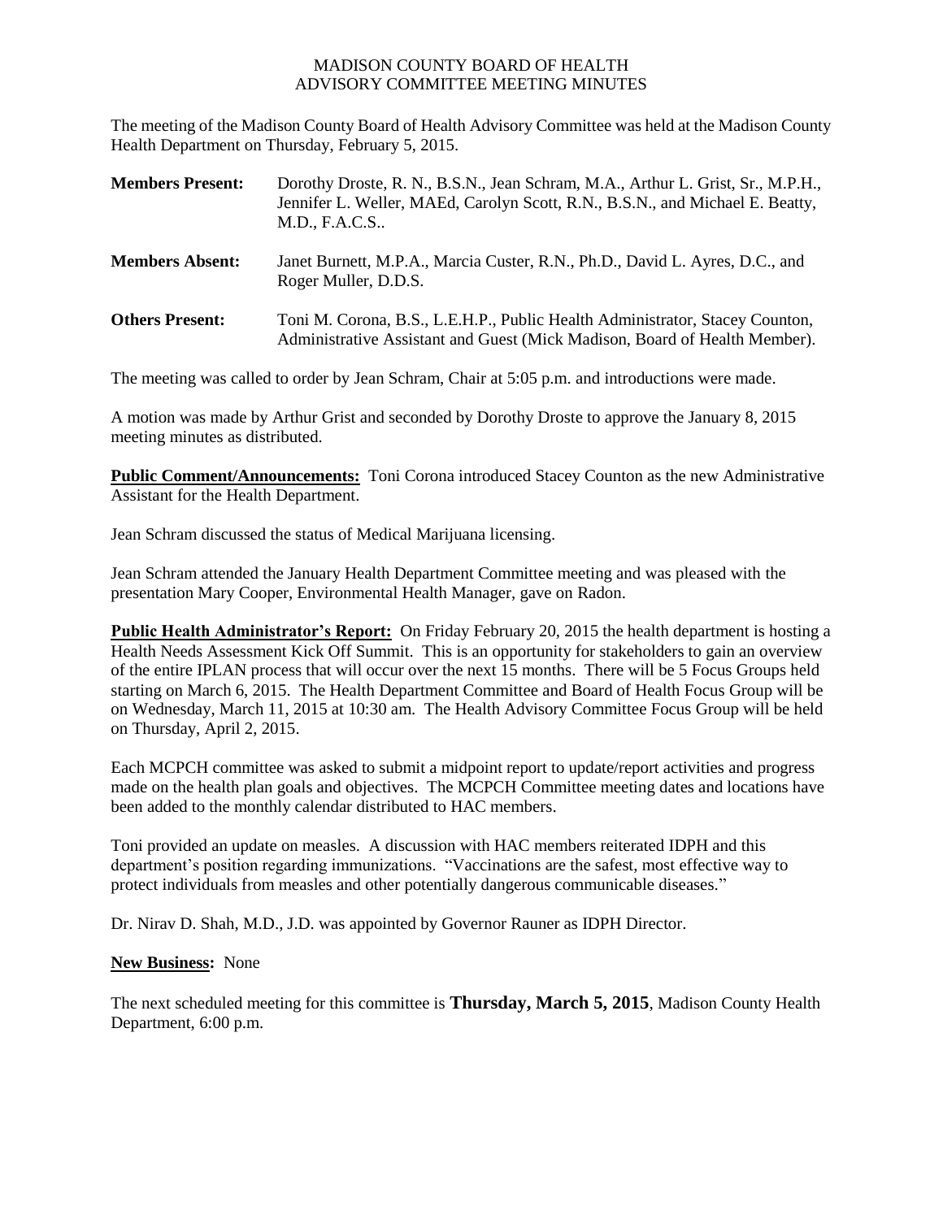# MADISON COUNTY BOARD OF HEALTH
## ADVISORY COMMITTEE MEETING MINUTES

The meeting of the Madison County Board of Health Advisory Committee was held at the Madison County Health Department on Thursday, February 5, 2015.

| | |
|---|---|
| **Members Present:** | Dorothy Droste, R. N., B.S.N., Jean Schram, M.A., Arthur L. Grist, Sr., M.P.H., Jennifer L. Weller, MAEd, Carolyn Scott, R.N., B.S.N., and Michael E. Beatty, M.D., F.A.C.S.. |
| **Members Absent:** | Janet Burnett, M.P.A., Marcia Custer, R.N., Ph.D., David L. Ayres, D.C., and Roger Muller, D.D.S. |
| **Others Present:** | Toni M. Corona, B.S., L.E.H.P., Public Health Administrator, Stacey Counton, Administrative Assistant and Guest (Mick Madison, Board of Health Member). |

The meeting was called to order by Jean Schram, Chair at 5:05 p.m. and introductions were made.

A motion was made by Arthur Grist and seconded by Dorothy Droste to approve the January 8, 2015 meeting minutes as distributed.

**Public Comment/Announcements:** Toni Corona introduced Stacey Counton as the new Administrative Assistant for the Health Department.

Jean Schram discussed the status of Medical Marijuana licensing.

Jean Schram attended the January Health Department Committee meeting and was pleased with the presentation Mary Cooper, Environmental Health Manager, gave on Radon.

**Public Health Administrator's Report:** On Friday February 20, 2015 the health department is hosting a Health Needs Assessment Kick Off Summit. This is an opportunity for stakeholders to gain an overview of the entire IPLAN process that will occur over the next 15 months. There will be 5 Focus Groups held starting on March 6, 2015. The Health Department Committee and Board of Health Focus Group will be on Wednesday, March 11, 2015 at 10:30 am. The Health Advisory Committee Focus Group will be held on Thursday, April 2, 2015.

Each MCPCH committee was asked to submit a midpoint report to update/report activities and progress made on the health plan goals and objectives. The MCPCH Committee meeting dates and locations have been added to the monthly calendar distributed to HAC members.

Toni provided an update on measles. A discussion with HAC members reiterated IDPH and this department's position regarding immunizations. "Vaccinations are the safest, most effective way to protect individuals from measles and other potentially dangerous communicable diseases."

Dr. Nirav D. Shah, M.D., J.D. was appointed by Governor Rauner as IDPH Director.

**New Business:** None

The next scheduled meeting for this committee is **Thursday, March 5, 2015**, Madison County Health Department, 6:00 p.m.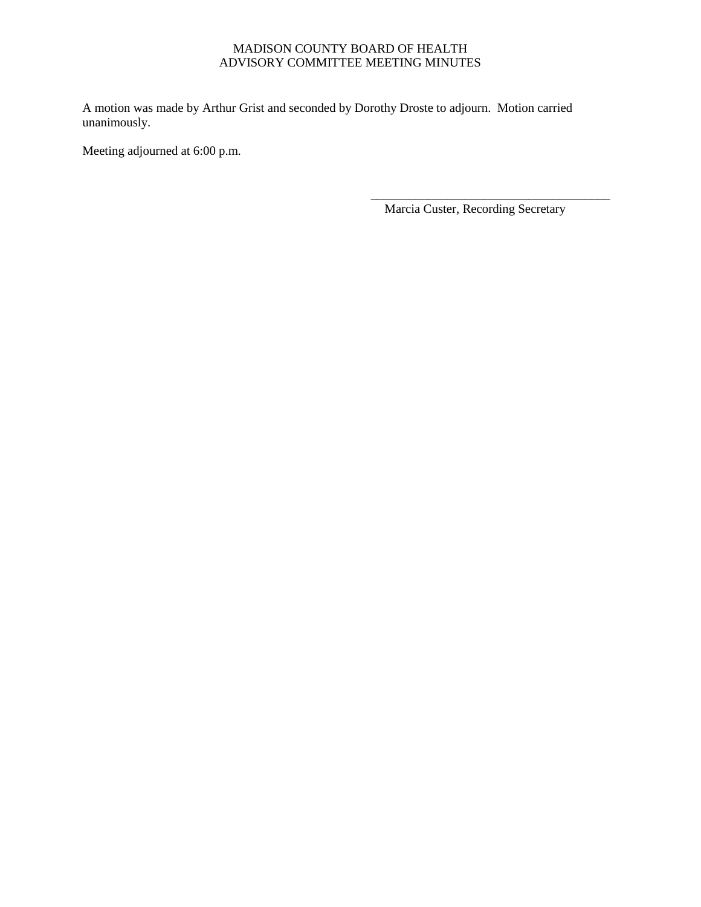A motion was made by Arthur Grist and seconded by Dorothy Droste to adjourn. Motion carried unanimously.

Meeting adjourned at 6:00 p.m.

\_\_\_\_\_\_\_\_\_\_\_\_\_\_\_\_\_\_\_\_\_\_\_\_\_\_\_\_\_\_\_\_\_\_\_\_\_\_\_\_

Marcia Custer, Recording Secretary